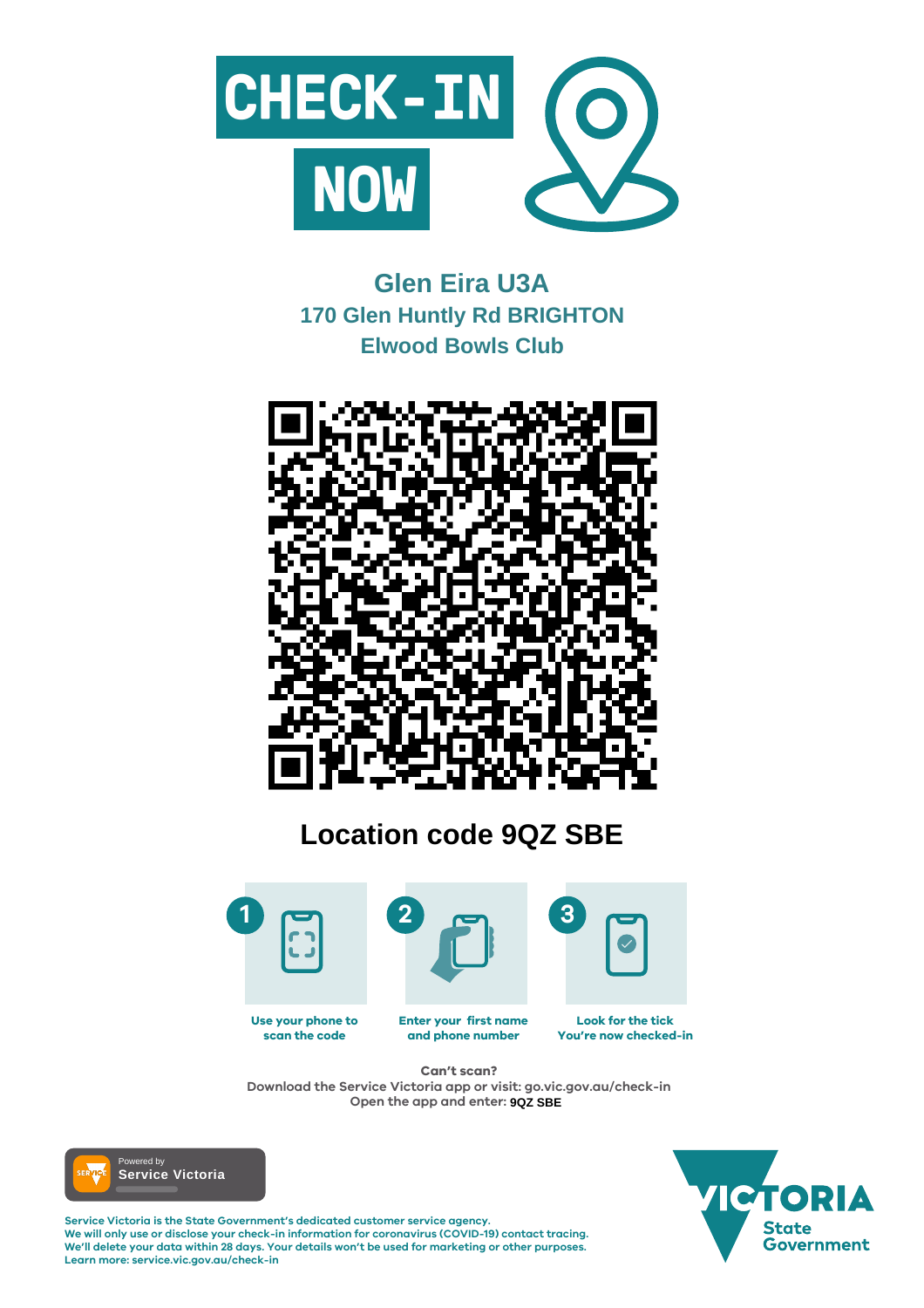# CHECK-IN NOW

## Glen Eira U3A
## 170 Glen Huntly Rd BRIGHTON
## Elwood Bowls Club

## Location code 9QZ SBE

1. Use your phone to scan the code
2. Enter your first name and phone number
3. Look for the tick You're now checked-in

**Can't scan?**
Download the Service Victoria app or visit: go.vic.gov.au/check-in
Open the app and enter: **9QZ SBE**

Powered by **Service Victoria**

**Service Victoria is the State Government's dedicated customer service agency.**
**We will only use or disclose your check-in information for coronavirus (COVID-19) contact tracing.**
**We'll delete your data within 28 days. Your details won't be used for marketing or other purposes.**
**Learn more: service.vic.gov.au/check-in**

VICTORIA State Government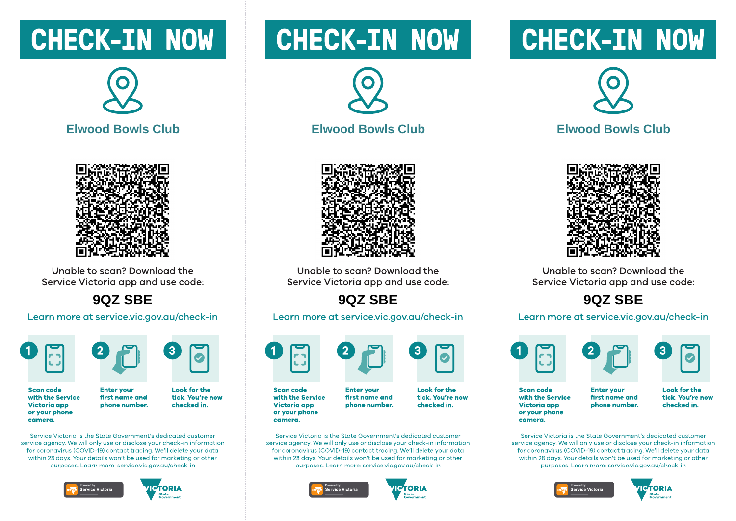# CHECK-IN NOW

## Elwood Bowls Club

Unable to scan? Download the Service Victoria app and use code:

**9QZ SBE**

Learn more at service.vic.gov.au/check-in

1. **Scan code with the Service Victoria app or your phone camera.**
2. **Enter your first name and phone number.**
3. **Look for the tick. You're now checked in.**

Service Victoria is the State Government's dedicated customer service agency. We will only use or disclose your check-in information for coronavirus (COVID-19) contact tracing. We'll delete your data within 28 days. Your details won't be used for marketing or other purposes. Learn more: service.vic.gov.au/check-in

Powered by Service Victoria

VICTORIA State Government

# CHECK-IN NOW

## Elwood Bowls Club

Unable to scan? Download the Service Victoria app and use code:

**9QZ SBE**

Learn more at service.vic.gov.au/check-in

1. **Scan code with the Service Victoria app or your phone camera.**
2. **Enter your first name and phone number.**
3. **Look for the tick. You're now checked in.**

Service Victoria is the State Government's dedicated customer service agency. We will only use or disclose your check-in information for coronavirus (COVID-19) contact tracing. We'll delete your data within 28 days. Your details won't be used for marketing or other purposes. Learn more: service.vic.gov.au/check-in

Powered by Service Victoria

VICTORIA State Government

# CHECK-IN NOW

## Elwood Bowls Club

Unable to scan? Download the Service Victoria app and use code:

**9QZ SBE**

Learn more at service.vic.gov.au/check-in

1. **Scan code with the Service Victoria app or your phone camera.**
2. **Enter your first name and phone number.**
3. **Look for the tick. You're now checked in.**

Service Victoria is the State Government's dedicated customer service agency. We will only use or disclose your check-in information for coronavirus (COVID-19) contact tracing. We'll delete your data within 28 days. Your details won't be used for marketing or other purposes. Learn more: service.vic.gov.au/check-in

Powered by Service Victoria

VICTORIA State Government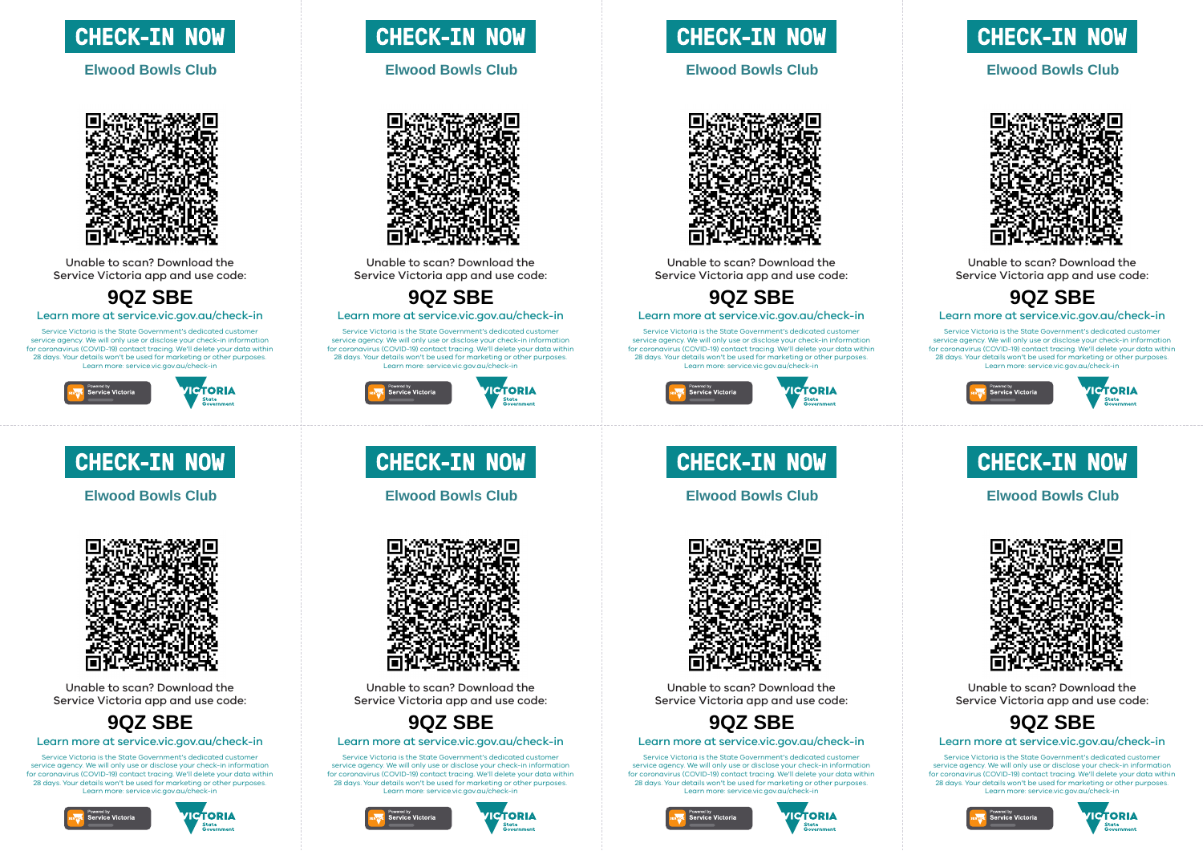# CHECK-IN NOW

## Elwood Bowls Club

Unable to scan? Download the Service Victoria app and use code:

**9QZ SBE**

Learn more at service.vic.gov.au/check-in

Service Victoria is the State Government's dedicated customer service agency. We will only use or disclose your check-in information for coronavirus (COVID-19) contact tracing. We'll delete your data within 28 days. Your details won't be used for marketing or other purposes. Learn more: service.vic.gov.au/check-in

Powered by Service Victoria

VICTORIA State Government

# CHECK-IN NOW

## Elwood Bowls Club

Unable to scan? Download the Service Victoria app and use code:

**9QZ SBE**

Learn more at service.vic.gov.au/check-in

Service Victoria is the State Government's dedicated customer service agency. We will only use or disclose your check-in information for coronavirus (COVID-19) contact tracing. We'll delete your data within 28 days. Your details won't be used for marketing or other purposes. Learn more: service.vic.gov.au/check-in

Powered by Service Victoria

VICTORIA State Government

# CHECK-IN NOW

## Elwood Bowls Club

Unable to scan? Download the Service Victoria app and use code:

**9QZ SBE**

Learn more at service.vic.gov.au/check-in

Service Victoria is the State Government's dedicated customer service agency. We will only use or disclose your check-in information for coronavirus (COVID-19) contact tracing. We'll delete your data within 28 days. Your details won't be used for marketing or other purposes. Learn more: service.vic.gov.au/check-in

Powered by Service Victoria

VICTORIA State Government

# CHECK-IN NOW

## Elwood Bowls Club

Unable to scan? Download the Service Victoria app and use code:

**9QZ SBE**

Learn more at service.vic.gov.au/check-in

Service Victoria is the State Government's dedicated customer service agency. We will only use or disclose your check-in information for coronavirus (COVID-19) contact tracing. We'll delete your data within 28 days. Your details won't be used for marketing or other purposes. Learn more: service.vic.gov.au/check-in

Powered by Service Victoria

VICTORIA State Government

# CHECK-IN NOW

## Elwood Bowls Club

Unable to scan? Download the Service Victoria app and use code:

**9QZ SBE**

Learn more at service.vic.gov.au/check-in

Service Victoria is the State Government's dedicated customer service agency. We will only use or disclose your check-in information for coronavirus (COVID-19) contact tracing. We'll delete your data within 28 days. Your details won't be used for marketing or other purposes. Learn more: service.vic.gov.au/check-in

Powered by Service Victoria

VICTORIA State Government

# CHECK-IN NOW

## Elwood Bowls Club

Unable to scan? Download the Service Victoria app and use code:

**9QZ SBE**

Learn more at service.vic.gov.au/check-in

Service Victoria is the State Government's dedicated customer service agency. We will only use or disclose your check-in information for coronavirus (COVID-19) contact tracing. We'll delete your data within 28 days. Your details won't be used for marketing or other purposes. Learn more: service.vic.gov.au/check-in

Powered by Service Victoria

VICTORIA State Government

# CHECK-IN NOW

## Elwood Bowls Club

Unable to scan? Download the Service Victoria app and use code:

**9QZ SBE**

Learn more at service.vic.gov.au/check-in

Service Victoria is the State Government's dedicated customer service agency. We will only use or disclose your check-in information for coronavirus (COVID-19) contact tracing. We'll delete your data within 28 days. Your details won't be used for marketing or other purposes. Learn more: service.vic.gov.au/check-in

Powered by Service Victoria

VICTORIA State Government

# CHECK-IN NOW

## Elwood Bowls Club

Unable to scan? Download the Service Victoria app and use code:

**9QZ SBE**

Learn more at service.vic.gov.au/check-in

Service Victoria is the State Government's dedicated customer service agency. We will only use or disclose your check-in information for coronavirus (COVID-19) contact tracing. We'll delete your data within 28 days. Your details won't be used for marketing or other purposes. Learn more: service.vic.gov.au/check-in

Powered by Service Victoria

VICTORIA State Government